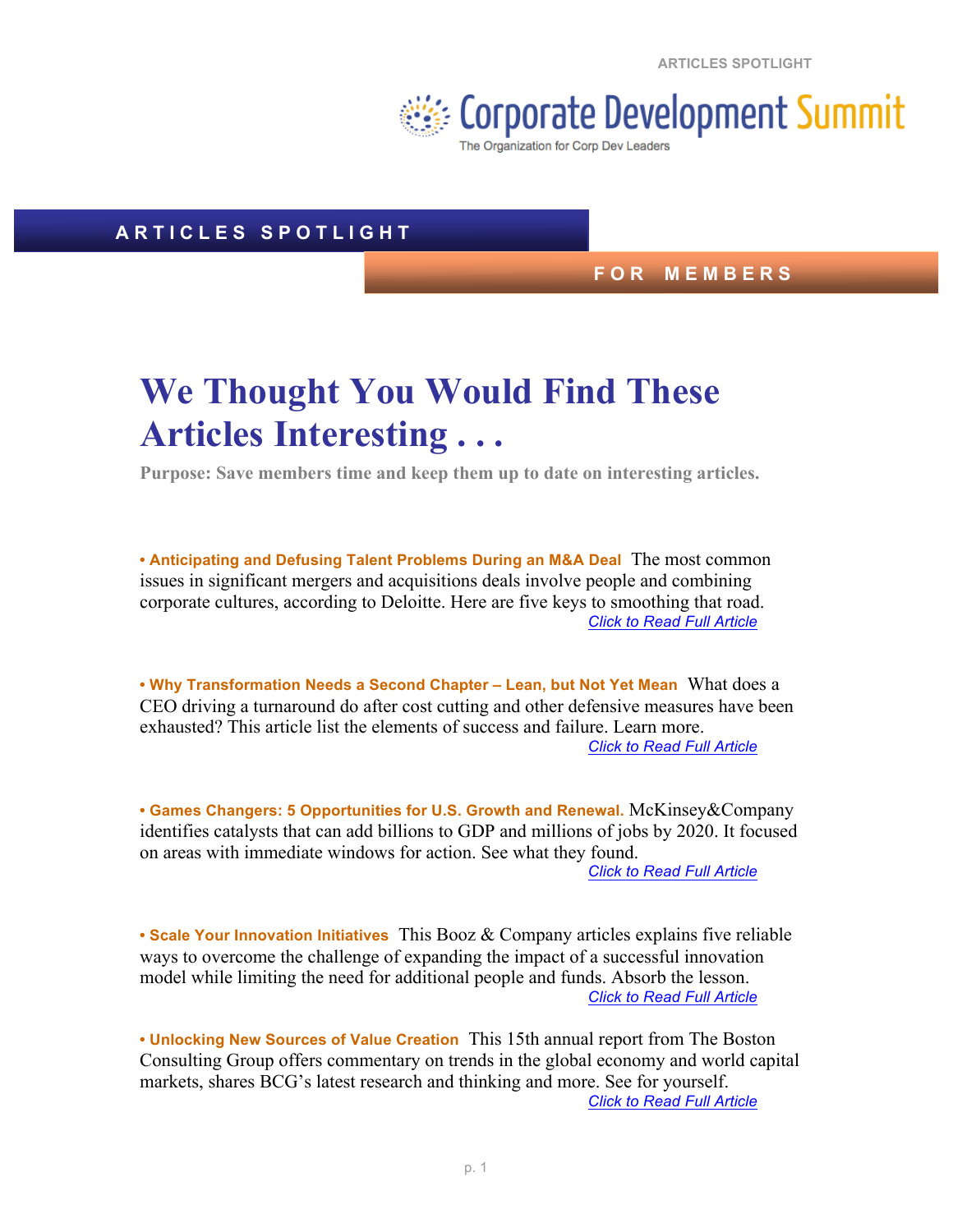Corporate Development Summit

The Organization for Corp Dev Leaders

**ARTICLES SPOTLIGHT**

**FOR MEMBERS**

# We Thought You Would Find These Articles Interesting . . .

**Purpose: Save members time and keep them up to date on interesting articles.**

• **Anticipating and Defusing Talent Problems During an M&A Deal** The most common issues in significant mergers and acquisitions deals involve people and combining corporate cultures, according to Deloitte. Here are five keys to smoothing that road.
*Click to Read Full Article*

• **Why Transformation Needs a Second Chapter – Lean, but Not Yet Mean** What does a CEO driving a turnaround do after cost cutting and other defensive measures have been exhausted? This article list the elements of success and failure. Learn more.
*Click to Read Full Article*

• **Games Changers: 5 Opportunities for U.S. Growth and Renewal.** McKinsey&Company identifies catalysts that can add billions to GDP and millions of jobs by 2020. It focused on areas with immediate windows for action. See what they found.
*Click to Read Full Article*

• **Scale Your Innovation Initiatives** This Booz & Company articles explains five reliable ways to overcome the challenge of expanding the impact of a successful innovation model while limiting the need for additional people and funds. Absorb the lesson.
*Click to Read Full Article*

• **Unlocking New Sources of Value Creation** This 15th annual report from The Boston Consulting Group offers commentary on trends in the global economy and world capital markets, shares BCG's latest research and thinking and more. See for yourself.
*Click to Read Full Article*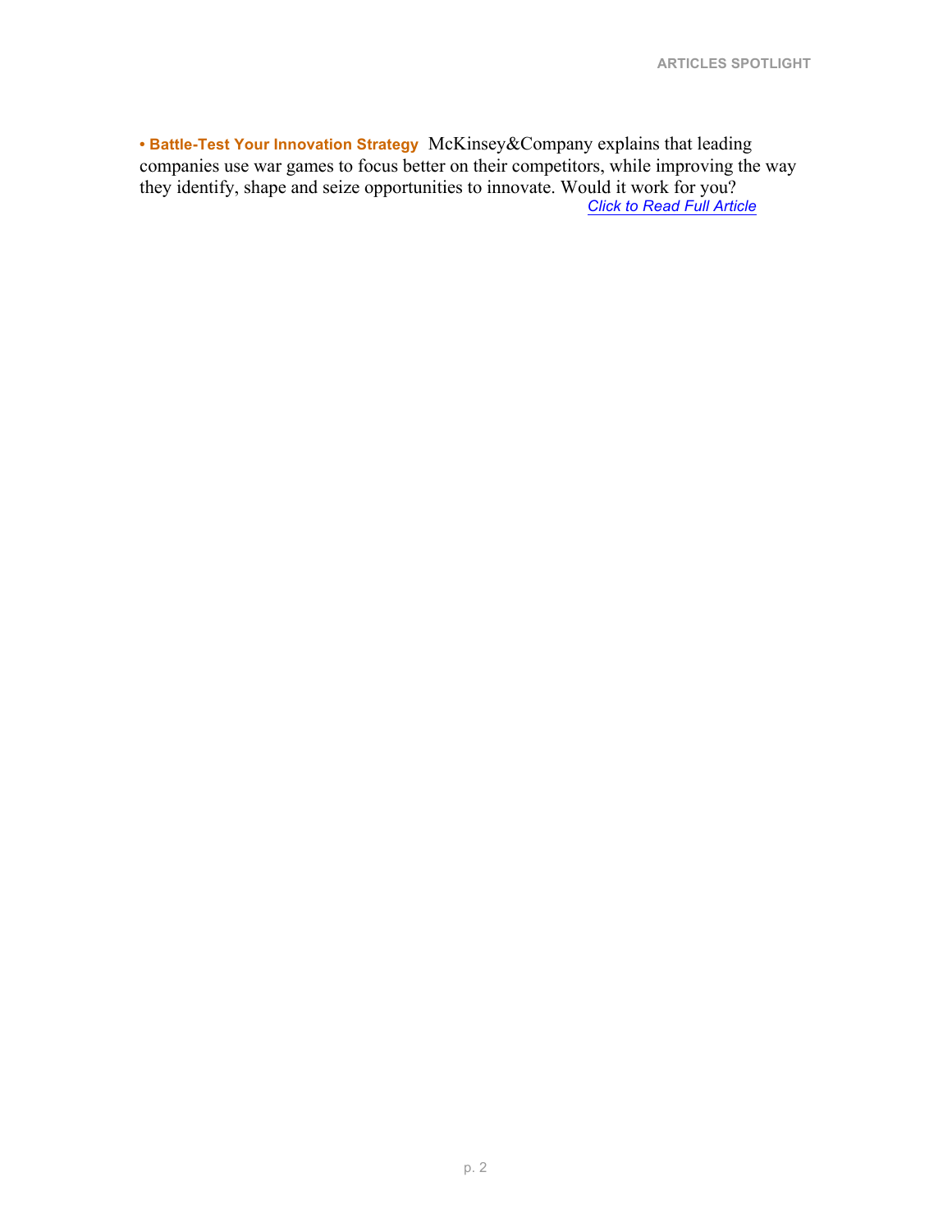• **Battle-Test Your Innovation Strategy** McKinsey&Company explains that leading companies use war games to focus better on their competitors, while improving the way they identify, shape and seize opportunities to innovate. Would it work for you?

*Click to Read Full Article*